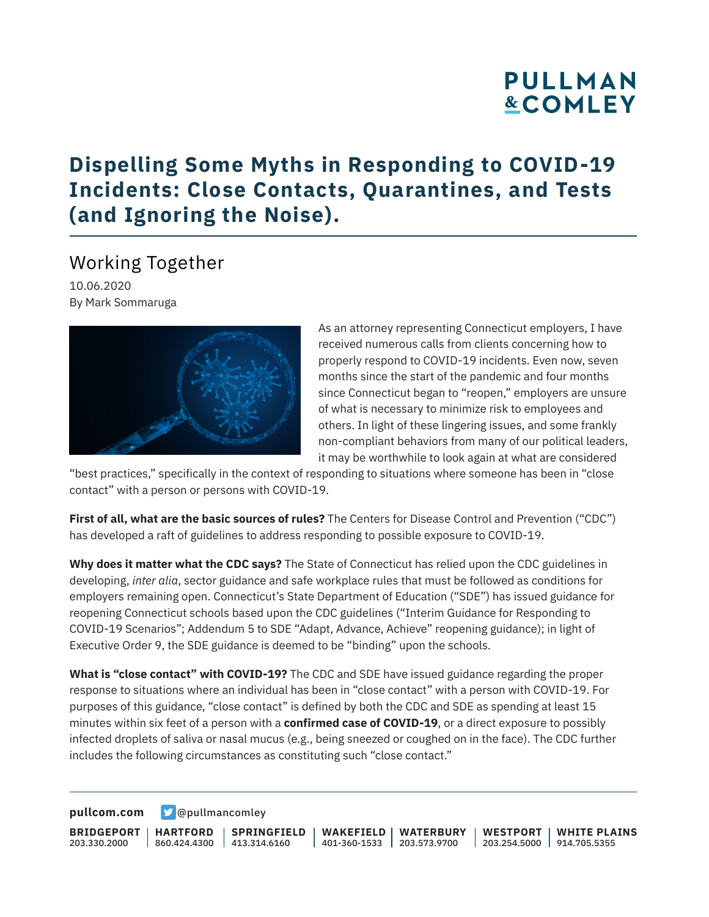PULLMAN & COMLEY

# Dispelling Some Myths in Responding to COVID-19 Incidents: Close Contacts, Quarantines, and Tests (and Ignoring the Noise).

## Working Together

10.06.2020

By Mark Sommaruga

As an attorney representing Connecticut employers, I have received numerous calls from clients concerning how to properly respond to COVID-19 incidents. Even now, seven months since the start of the pandemic and four months since Connecticut began to "reopen," employers are unsure of what is necessary to minimize risk to employees and others. In light of these lingering issues, and some frankly non-compliant behaviors from many of our political leaders, it may be worthwhile to look again at what are considered "best practices," specifically in the context of responding to situations where someone has been in "close contact" with a person or persons with COVID-19.

**First of all, what are the basic sources of rules?** The Centers for Disease Control and Prevention ("CDC") has developed a raft of guidelines to address responding to possible exposure to COVID-19.

**Why does it matter what the CDC says?** The State of Connecticut has relied upon the CDC guidelines in developing, *inter alia*, sector guidance and safe workplace rules that must be followed as conditions for employers remaining open. Connecticut's State Department of Education ("SDE") has issued guidance for reopening Connecticut schools based upon the CDC guidelines ("Interim Guidance for Responding to COVID-19 Scenarios"; Addendum 5 to SDE "Adapt, Advance, Achieve" reopening guidance); in light of Executive Order 9, the SDE guidance is deemed to be "binding" upon the schools.

**What is "close contact" with COVID-19?** The CDC and SDE have issued guidance regarding the proper response to situations where an individual has been in "close contact" with a person with COVID-19. For purposes of this guidance, "close contact" is defined by both the CDC and SDE as spending at least 15 minutes within six feet of a person with a **confirmed case of COVID-19**, or a direct exposure to possibly infected droplets of saliva or nasal mucus (e.g., being sneezed or coughed on in the face). The CDC further includes the following circumstances as constituting such "close contact."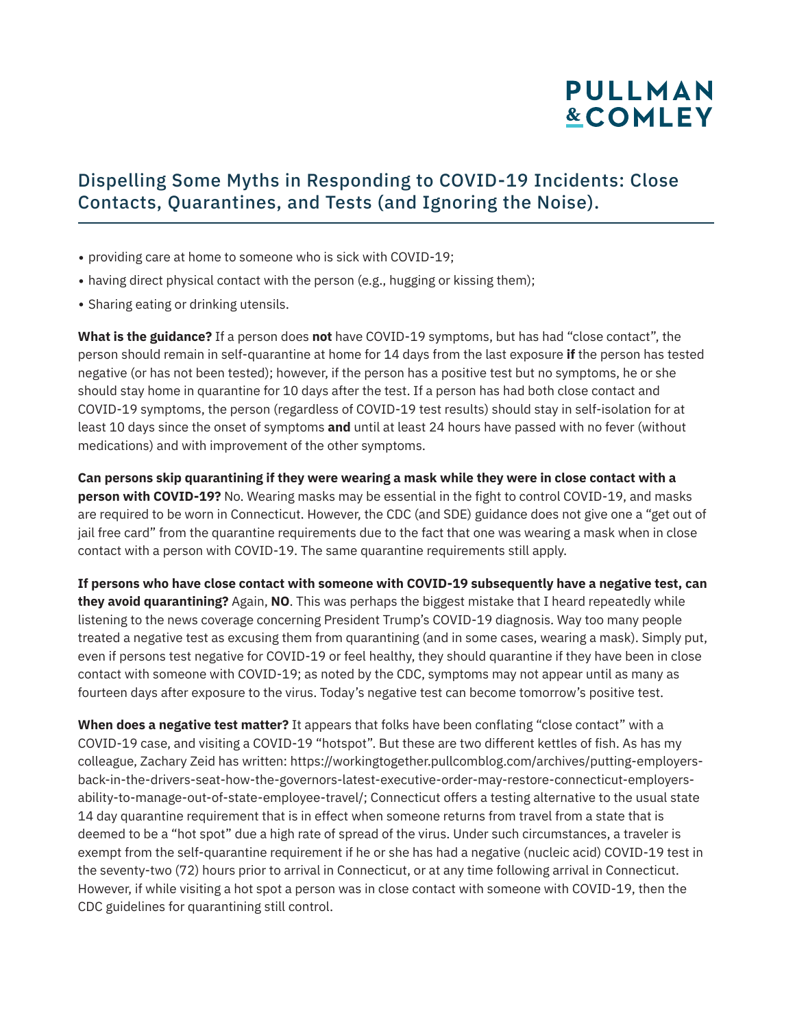- providing care at home to someone who is sick with COVID-19;
- having direct physical contact with the person (e.g., hugging or kissing them);
- Sharing eating or drinking utensils.

**What is the guidance?** If a person does **not** have COVID-19 symptoms, but has had "close contact", the person should remain in self-quarantine at home for 14 days from the last exposure **if** the person has tested negative (or has not been tested); however, if the person has a positive test but no symptoms, he or she should stay home in quarantine for 10 days after the test. If a person has had both close contact and COVID-19 symptoms, the person (regardless of COVID-19 test results) should stay in self-isolation for at least 10 days since the onset of symptoms **and** until at least 24 hours have passed with no fever (without medications) and with improvement of the other symptoms.

**Can persons skip quarantining if they were wearing a mask while they were in close contact with a person with COVID-19?** No. Wearing masks may be essential in the fight to control COVID-19, and masks are required to be worn in Connecticut. However, the CDC (and SDE) guidance does not give one a "get out of jail free card" from the quarantine requirements due to the fact that one was wearing a mask when in close contact with a person with COVID-19. The same quarantine requirements still apply.

**If persons who have close contact with someone with COVID-19 subsequently have a negative test, can they avoid quarantining?** Again, **NO**. This was perhaps the biggest mistake that I heard repeatedly while listening to the news coverage concerning President Trump's COVID-19 diagnosis. Way too many people treated a negative test as excusing them from quarantining (and in some cases, wearing a mask). Simply put, even if persons test negative for COVID-19 or feel healthy, they should quarantine if they have been in close contact with someone with COVID-19; as noted by the CDC, symptoms may not appear until as many as fourteen days after exposure to the virus. Today's negative test can become tomorrow's positive test.

**When does a negative test matter?** It appears that folks have been conflating "close contact" with a COVID-19 case, and visiting a COVID-19 "hotspot". But these are two different kettles of fish. As has my colleague, Zachary Zeid has written: https://workingtogether.pullcomblog.com/archives/putting-employers-back-in-the-drivers-seat-how-the-governors-latest-executive-order-may-restore-connecticut-employers-ability-to-manage-out-of-state-employee-travel/; Connecticut offers a testing alternative to the usual state 14 day quarantine requirement that is in effect when someone returns from travel from a state that is deemed to be a "hot spot" due a high rate of spread of the virus. Under such circumstances, a traveler is exempt from the self-quarantine requirement if he or she has had a negative (nucleic acid) COVID-19 test in the seventy-two (72) hours prior to arrival in Connecticut, or at any time following arrival in Connecticut. However, if while visiting a hot spot a person was in close contact with someone with COVID-19, then the CDC guidelines for quarantining still control.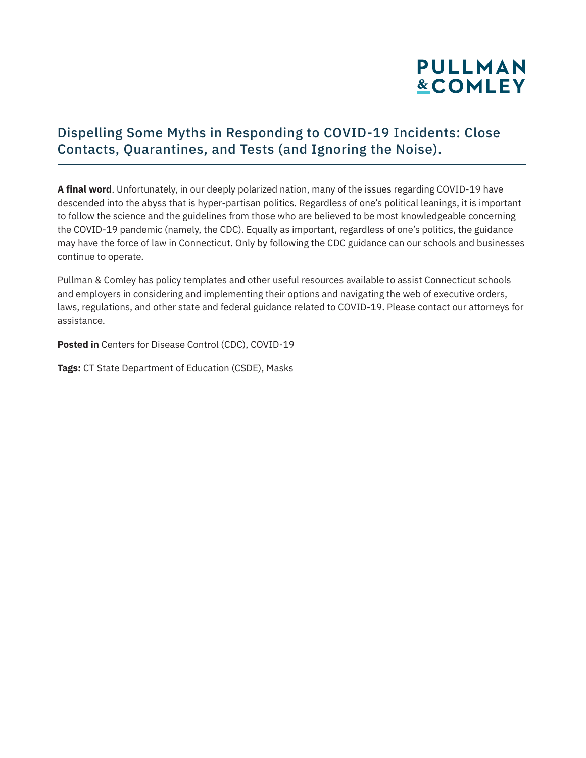**A final word**. Unfortunately, in our deeply polarized nation, many of the issues regarding COVID-19 have descended into the abyss that is hyper-partisan politics. Regardless of one's political leanings, it is important to follow the science and the guidelines from those who are believed to be most knowledgeable concerning the COVID-19 pandemic (namely, the CDC). Equally as important, regardless of one's politics, the guidance may have the force of law in Connecticut. Only by following the CDC guidance can our schools and businesses continue to operate.

Pullman & Comley has policy templates and other useful resources available to assist Connecticut schools and employers in considering and implementing their options and navigating the web of executive orders, laws, regulations, and other state and federal guidance related to COVID-19. Please contact our attorneys for assistance.

**Posted in** Centers for Disease Control (CDC), COVID-19

**Tags:** CT State Department of Education (CSDE), Masks